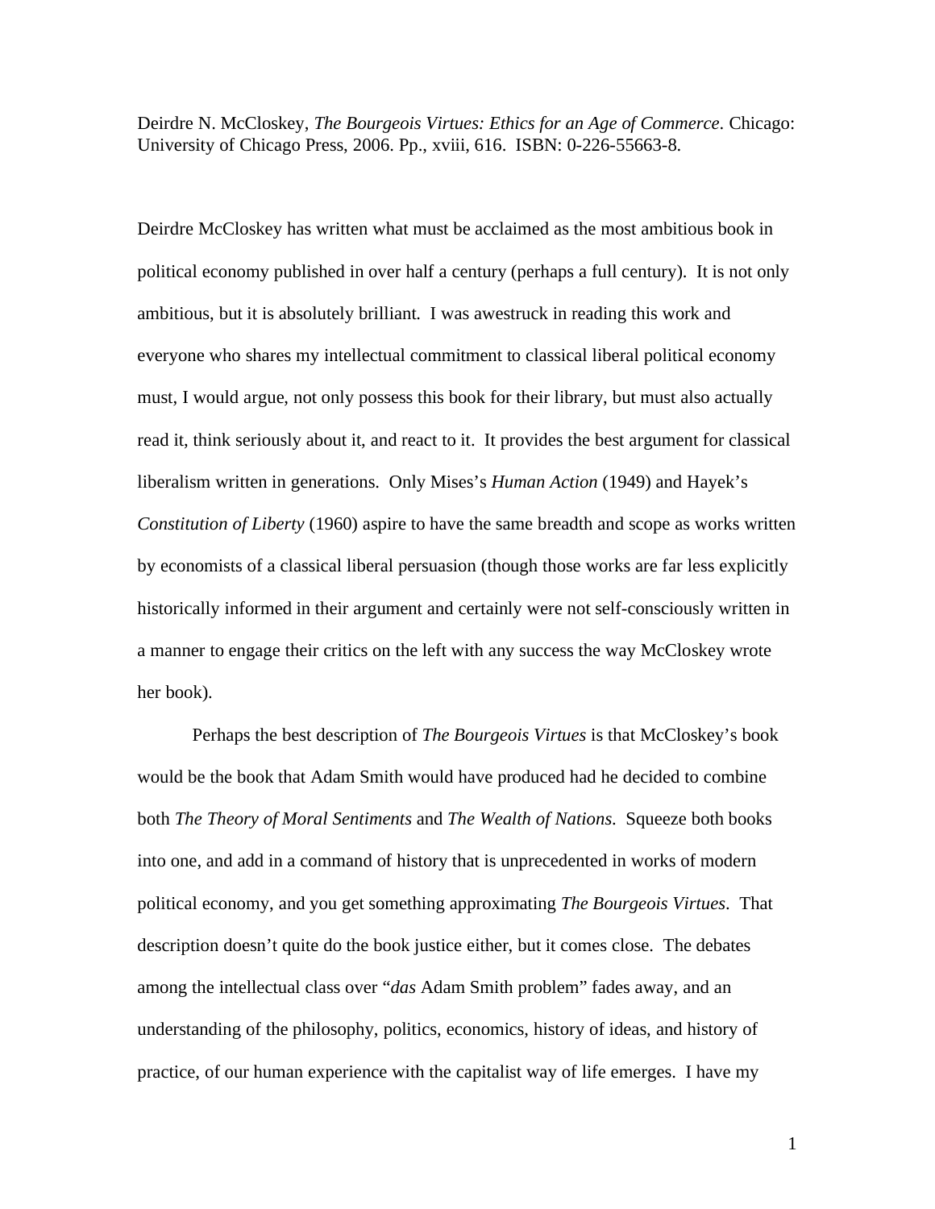Deirdre N. McCloskey, *The Bourgeois Virtues: Ethics for an Age of Commerce*. Chicago: University of Chicago Press, 2006. Pp., xviii, 616. ISBN: 0-226-55663-8.

Deirdre McCloskey has written what must be acclaimed as the most ambitious book in political economy published in over half a century (perhaps a full century). It is not only ambitious, but it is absolutely brilliant. I was awestruck in reading this work and everyone who shares my intellectual commitment to classical liberal political economy must, I would argue, not only possess this book for their library, but must also actually read it, think seriously about it, and react to it. It provides the best argument for classical liberalism written in generations. Only Mises's *Human Action* (1949) and Hayek's *Constitution of Liberty* (1960) aspire to have the same breadth and scope as works written by economists of a classical liberal persuasion (though those works are far less explicitly historically informed in their argument and certainly were not self-consciously written in a manner to engage their critics on the left with any success the way McCloskey wrote her book).

Perhaps the best description of *The Bourgeois Virtues* is that McCloskey's book would be the book that Adam Smith would have produced had he decided to combine both *The Theory of Moral Sentiments* and *The Wealth of Nations*. Squeeze both books into one, and add in a command of history that is unprecedented in works of modern political economy, and you get something approximating *The Bourgeois Virtues*. That description doesn't quite do the book justice either, but it comes close. The debates among the intellectual class over "*das* Adam Smith problem" fades away, and an understanding of the philosophy, politics, economics, history of ideas, and history of practice, of our human experience with the capitalist way of life emerges. I have my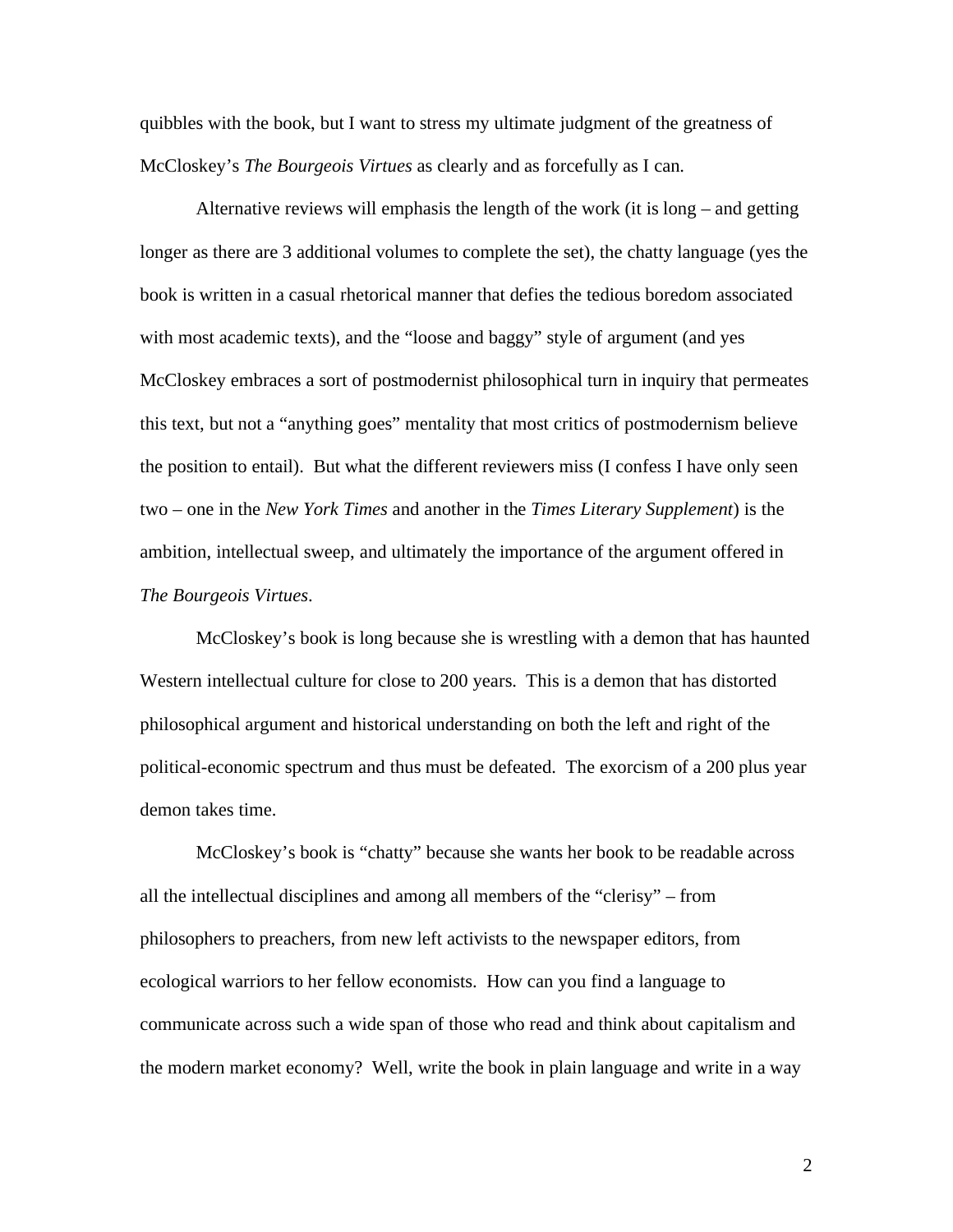quibbles with the book, but I want to stress my ultimate judgment of the greatness of McCloskey's *The Bourgeois Virtues* as clearly and as forcefully as I can.

Alternative reviews will emphasis the length of the work (it is long – and getting longer as there are 3 additional volumes to complete the set), the chatty language (yes the book is written in a casual rhetorical manner that defies the tedious boredom associated with most academic texts), and the "loose and baggy" style of argument (and yes McCloskey embraces a sort of postmodernist philosophical turn in inquiry that permeates this text, but not a "anything goes" mentality that most critics of postmodernism believe the position to entail). But what the different reviewers miss (I confess I have only seen two – one in the *New York Times* and another in the *Times Literary Supplement*) is the ambition, intellectual sweep, and ultimately the importance of the argument offered in *The Bourgeois Virtues*.

McCloskey's book is long because she is wrestling with a demon that has haunted Western intellectual culture for close to 200 years. This is a demon that has distorted philosophical argument and historical understanding on both the left and right of the political-economic spectrum and thus must be defeated. The exorcism of a 200 plus year demon takes time.

McCloskey's book is "chatty" because she wants her book to be readable across all the intellectual disciplines and among all members of the "clerisy" – from philosophers to preachers, from new left activists to the newspaper editors, from ecological warriors to her fellow economists. How can you find a language to communicate across such a wide span of those who read and think about capitalism and the modern market economy? Well, write the book in plain language and write in a way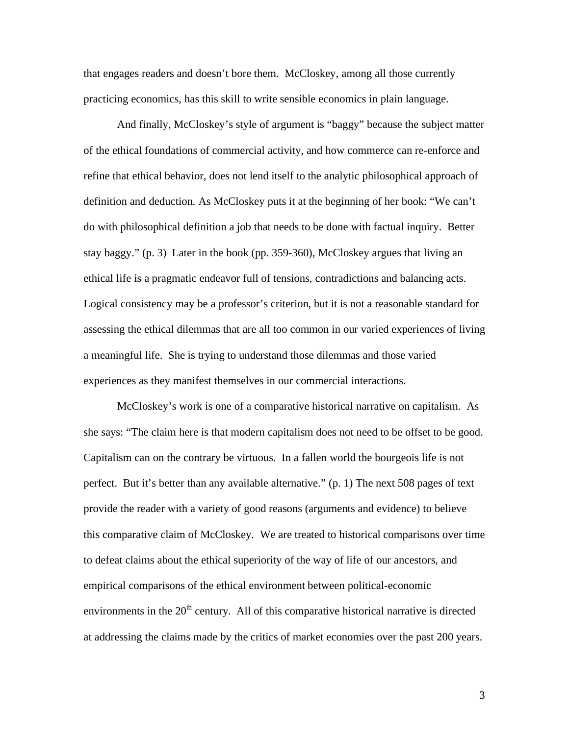that engages readers and doesn't bore them. McCloskey, among all those currently practicing economics, has this skill to write sensible economics in plain language.

And finally, McCloskey's style of argument is "baggy" because the subject matter of the ethical foundations of commercial activity, and how commerce can re-enforce and refine that ethical behavior, does not lend itself to the analytic philosophical approach of definition and deduction. As McCloskey puts it at the beginning of her book: "We can't do with philosophical definition a job that needs to be done with factual inquiry. Better stay baggy." (p. 3) Later in the book (pp. 359-360), McCloskey argues that living an ethical life is a pragmatic endeavor full of tensions, contradictions and balancing acts. Logical consistency may be a professor's criterion, but it is not a reasonable standard for assessing the ethical dilemmas that are all too common in our varied experiences of living a meaningful life. She is trying to understand those dilemmas and those varied experiences as they manifest themselves in our commercial interactions.

McCloskey's work is one of a comparative historical narrative on capitalism. As she says: "The claim here is that modern capitalism does not need to be offset to be good. Capitalism can on the contrary be virtuous. In a fallen world the bourgeois life is not perfect. But it's better than any available alternative." (p. 1) The next 508 pages of text provide the reader with a variety of good reasons (arguments and evidence) to believe this comparative claim of McCloskey. We are treated to historical comparisons over time to defeat claims about the ethical superiority of the way of life of our ancestors, and empirical comparisons of the ethical environment between political-economic environments in the 20th century. All of this comparative historical narrative is directed at addressing the claims made by the critics of market economies over the past 200 years.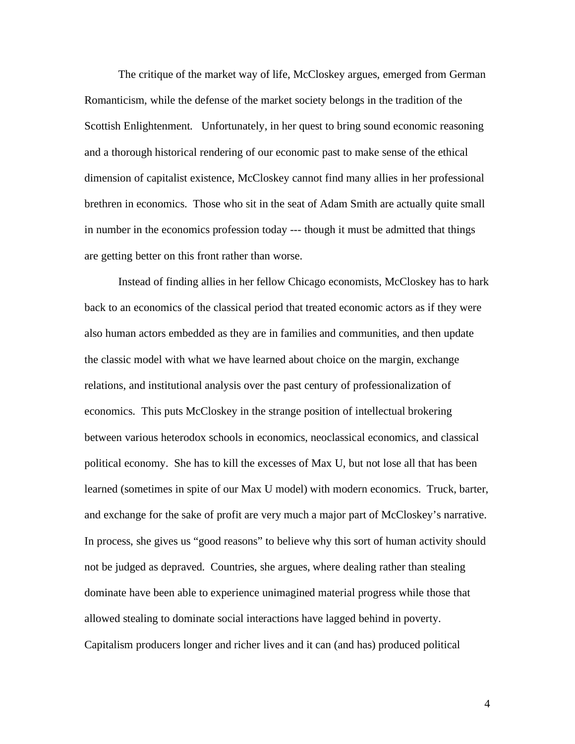The critique of the market way of life, McCloskey argues, emerged from German Romanticism, while the defense of the market society belongs in the tradition of the Scottish Enlightenment. Unfortunately, in her quest to bring sound economic reasoning and a thorough historical rendering of our economic past to make sense of the ethical dimension of capitalist existence, McCloskey cannot find many allies in her professional brethren in economics. Those who sit in the seat of Adam Smith are actually quite small in number in the economics profession today --- though it must be admitted that things are getting better on this front rather than worse.

Instead of finding allies in her fellow Chicago economists, McCloskey has to hark back to an economics of the classical period that treated economic actors as if they were also human actors embedded as they are in families and communities, and then update the classic model with what we have learned about choice on the margin, exchange relations, and institutional analysis over the past century of professionalization of economics. This puts McCloskey in the strange position of intellectual brokering between various heterodox schools in economics, neoclassical economics, and classical political economy. She has to kill the excesses of Max U, but not lose all that has been learned (sometimes in spite of our Max U model) with modern economics. Truck, barter, and exchange for the sake of profit are very much a major part of McCloskey's narrative. In process, she gives us "good reasons" to believe why this sort of human activity should not be judged as depraved. Countries, she argues, where dealing rather than stealing dominate have been able to experience unimagined material progress while those that allowed stealing to dominate social interactions have lagged behind in poverty. Capitalism producers longer and richer lives and it can (and has) produced political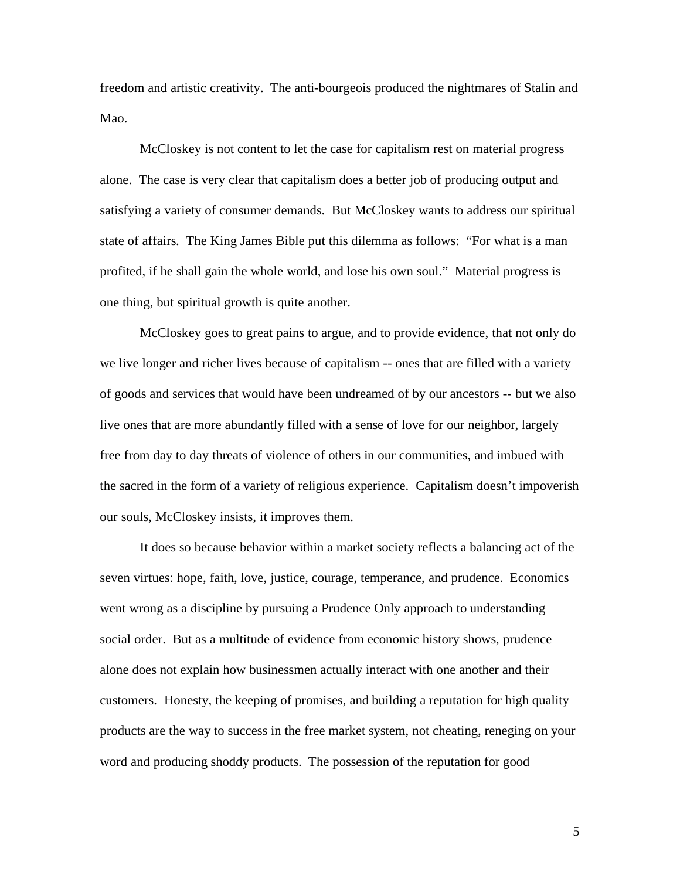freedom and artistic creativity. The anti-bourgeois produced the nightmares of Stalin and Mao.

McCloskey is not content to let the case for capitalism rest on material progress alone. The case is very clear that capitalism does a better job of producing output and satisfying a variety of consumer demands. But McCloskey wants to address our spiritual state of affairs. The King James Bible put this dilemma as follows: "For what is a man profited, if he shall gain the whole world, and lose his own soul." Material progress is one thing, but spiritual growth is quite another.

McCloskey goes to great pains to argue, and to provide evidence, that not only do we live longer and richer lives because of capitalism -- ones that are filled with a variety of goods and services that would have been undreamed of by our ancestors -- but we also live ones that are more abundantly filled with a sense of love for our neighbor, largely free from day to day threats of violence of others in our communities, and imbued with the sacred in the form of a variety of religious experience. Capitalism doesn't impoverish our souls, McCloskey insists, it improves them.

It does so because behavior within a market society reflects a balancing act of the seven virtues: hope, faith, love, justice, courage, temperance, and prudence. Economics went wrong as a discipline by pursuing a Prudence Only approach to understanding social order. But as a multitude of evidence from economic history shows, prudence alone does not explain how businessmen actually interact with one another and their customers. Honesty, the keeping of promises, and building a reputation for high quality products are the way to success in the free market system, not cheating, reneging on your word and producing shoddy products. The possession of the reputation for good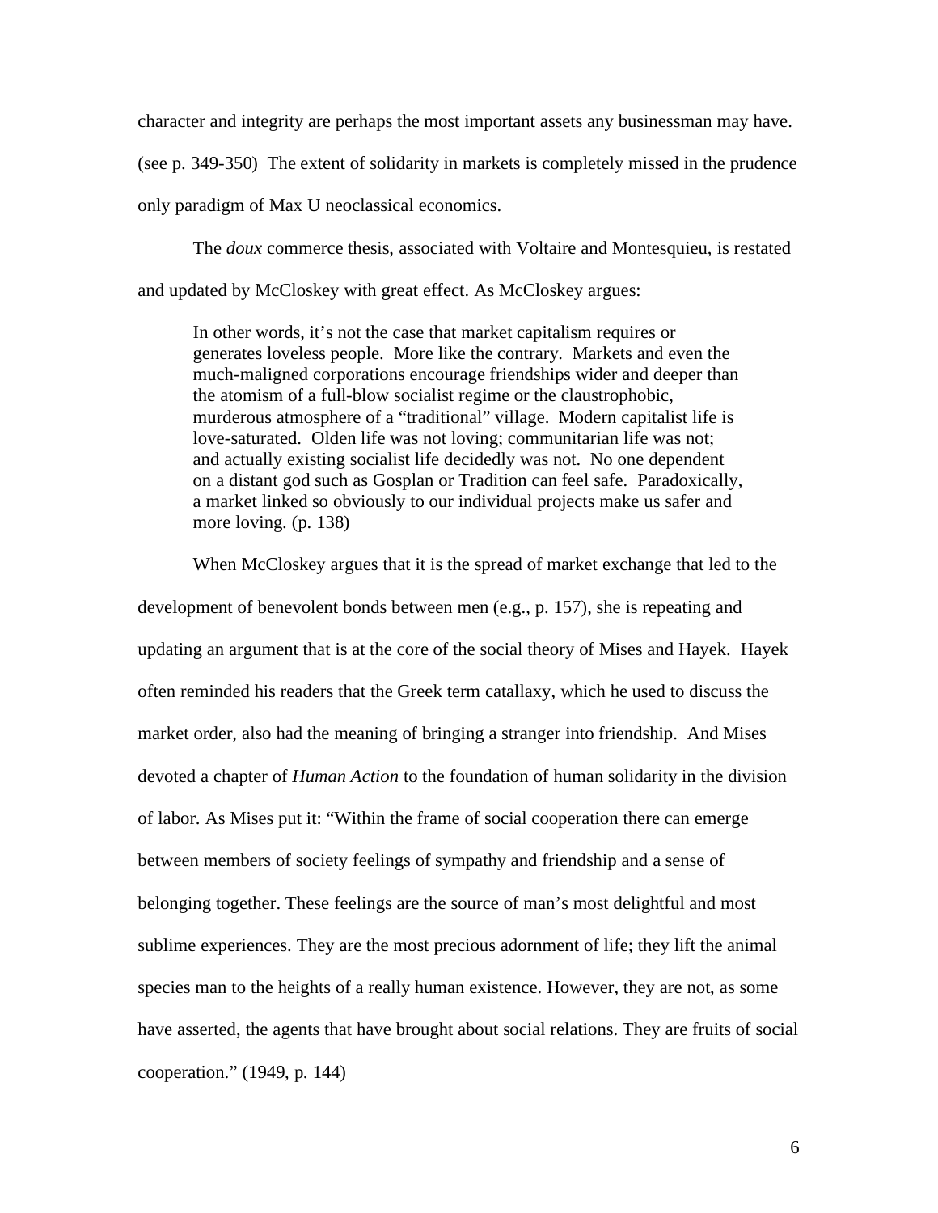character and integrity are perhaps the most important assets any businessman may have. (see p. 349-350) The extent of solidarity in markets is completely missed in the prudence only paradigm of Max U neoclassical economics.

The *doux* commerce thesis, associated with Voltaire and Montesquieu, is restated and updated by McCloskey with great effect. As McCloskey argues:

> In other words, it's not the case that market capitalism requires or generates loveless people. More like the contrary. Markets and even the much-maligned corporations encourage friendships wider and deeper than the atomism of a full-blow socialist regime or the claustrophobic, murderous atmosphere of a "traditional" village. Modern capitalist life is love-saturated. Olden life was not loving; communitarian life was not; and actually existing socialist life decidedly was not. No one dependent on a distant god such as Gosplan or Tradition can feel safe. Paradoxically, a market linked so obviously to our individual projects make us safer and more loving. (p. 138)

When McCloskey argues that it is the spread of market exchange that led to the development of benevolent bonds between men (e.g., p. 157), she is repeating and updating an argument that is at the core of the social theory of Mises and Hayek. Hayek often reminded his readers that the Greek term catallaxy, which he used to discuss the market order, also had the meaning of bringing a stranger into friendship. And Mises devoted a chapter of *Human Action* to the foundation of human solidarity in the division of labor. As Mises put it: "Within the frame of social cooperation there can emerge between members of society feelings of sympathy and friendship and a sense of belonging together. These feelings are the source of man's most delightful and most sublime experiences. They are the most precious adornment of life; they lift the animal species man to the heights of a really human existence. However, they are not, as some have asserted, the agents that have brought about social relations. They are fruits of social cooperation." (1949, p. 144)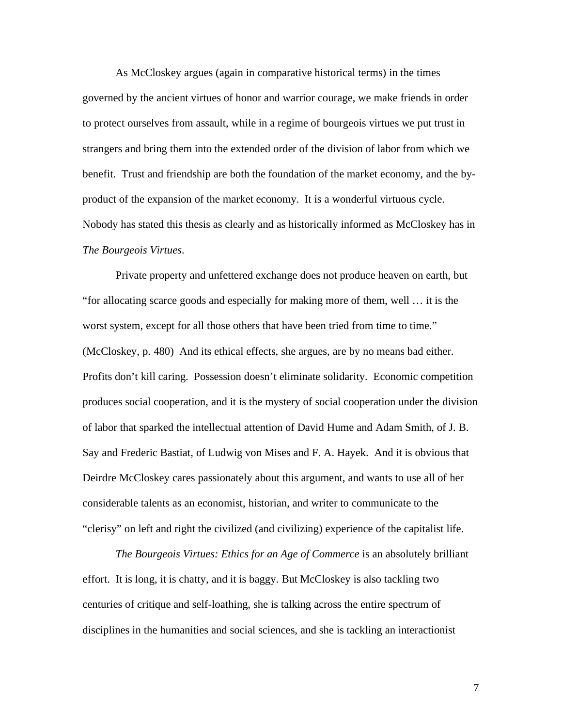As McCloskey argues (again in comparative historical terms) in the times governed by the ancient virtues of honor and warrior courage, we make friends in order to protect ourselves from assault, while in a regime of bourgeois virtues we put trust in strangers and bring them into the extended order of the division of labor from which we benefit. Trust and friendship are both the foundation of the market economy, and the by-product of the expansion of the market economy. It is a wonderful virtuous cycle. Nobody has stated this thesis as clearly and as historically informed as McCloskey has in *The Bourgeois Virtues*.

Private property and unfettered exchange does not produce heaven on earth, but "for allocating scarce goods and especially for making more of them, well … it is the worst system, except for all those others that have been tried from time to time." (McCloskey, p. 480) And its ethical effects, she argues, are by no means bad either. Profits don't kill caring. Possession doesn't eliminate solidarity. Economic competition produces social cooperation, and it is the mystery of social cooperation under the division of labor that sparked the intellectual attention of David Hume and Adam Smith, of J. B. Say and Frederic Bastiat, of Ludwig von Mises and F. A. Hayek. And it is obvious that Deirdre McCloskey cares passionately about this argument, and wants to use all of her considerable talents as an economist, historian, and writer to communicate to the "clerisy" on left and right the civilized (and civilizing) experience of the capitalist life.

*The Bourgeois Virtues: Ethics for an Age of Commerce* is an absolutely brilliant effort. It is long, it is chatty, and it is baggy. But McCloskey is also tackling two centuries of critique and self-loathing, she is talking across the entire spectrum of disciplines in the humanities and social sciences, and she is tackling an interactionist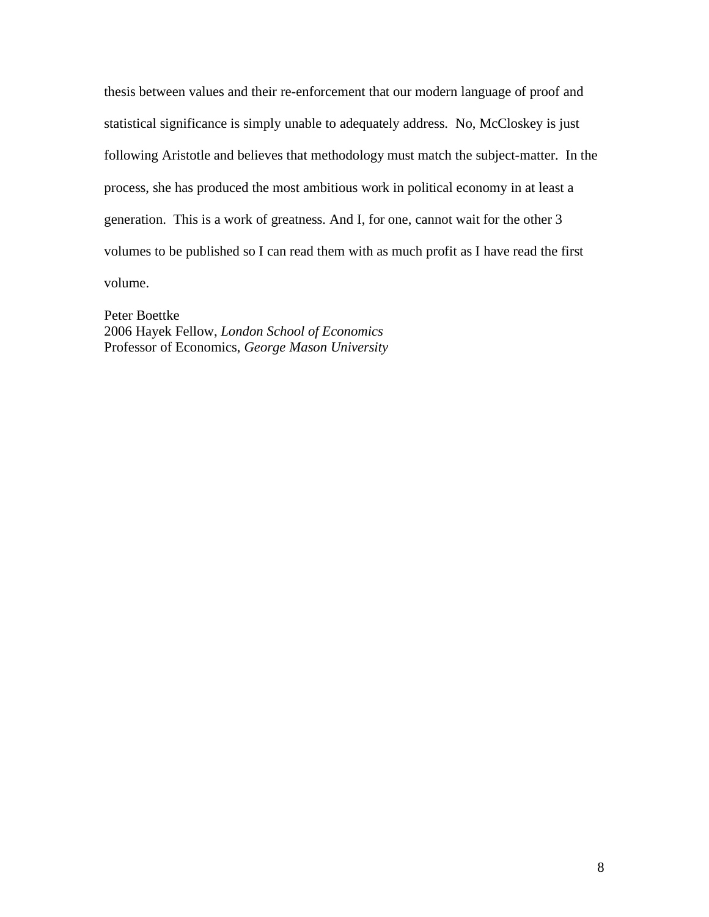thesis between values and their re-enforcement that our modern language of proof and statistical significance is simply unable to adequately address. No, McCloskey is just following Aristotle and believes that methodology must match the subject-matter. In the process, she has produced the most ambitious work in political economy in at least a generation. This is a work of greatness. And I, for one, cannot wait for the other 3 volumes to be published so I can read them with as much profit as I have read the first volume.

Peter Boettke
2006 Hayek Fellow, *London School of Economics*
Professor of Economics, *George Mason University*